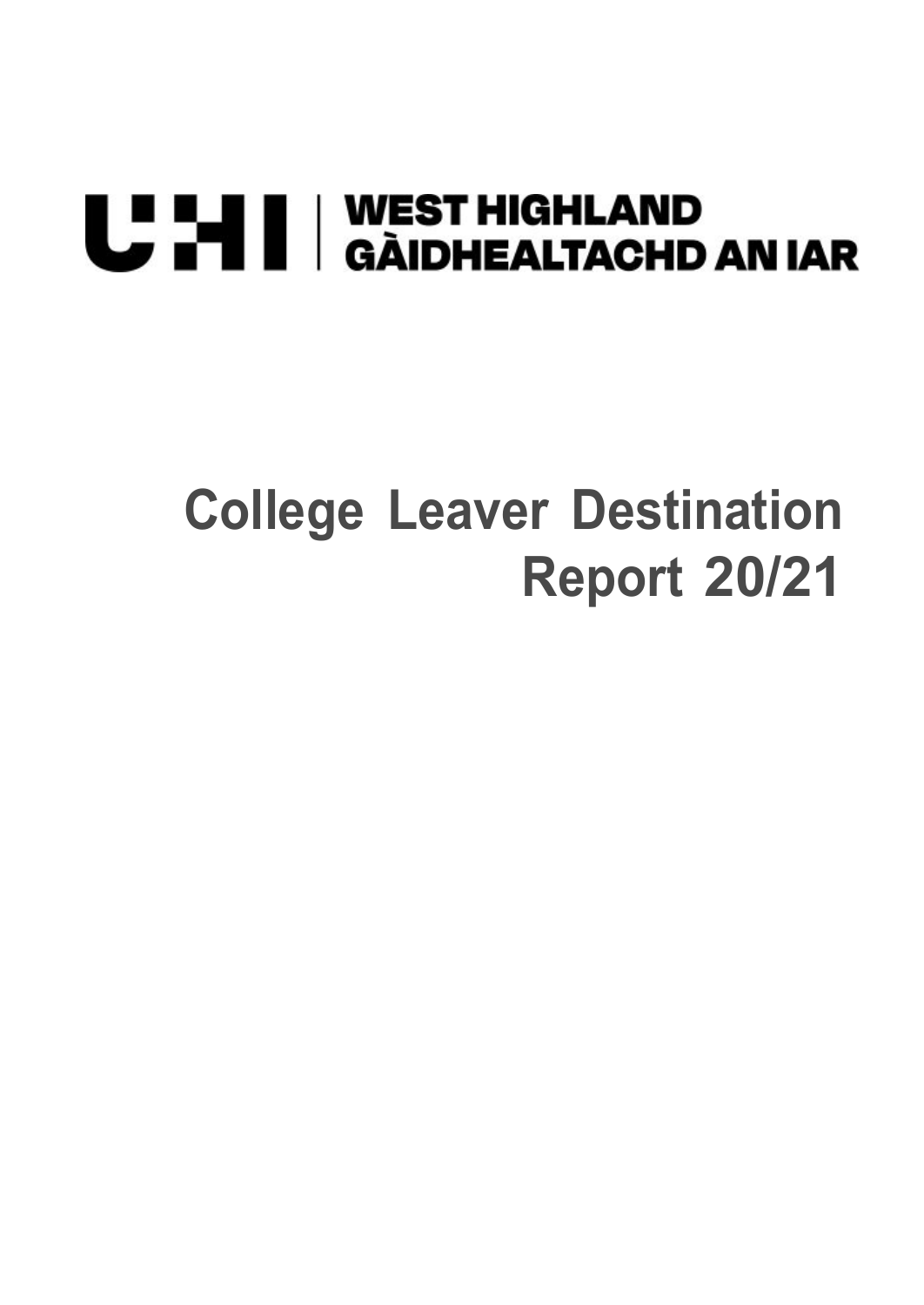UHI | WEST HIGHLAND
GÀIDHEALTACHD AN IAR

# College Leaver Destination Report 20/21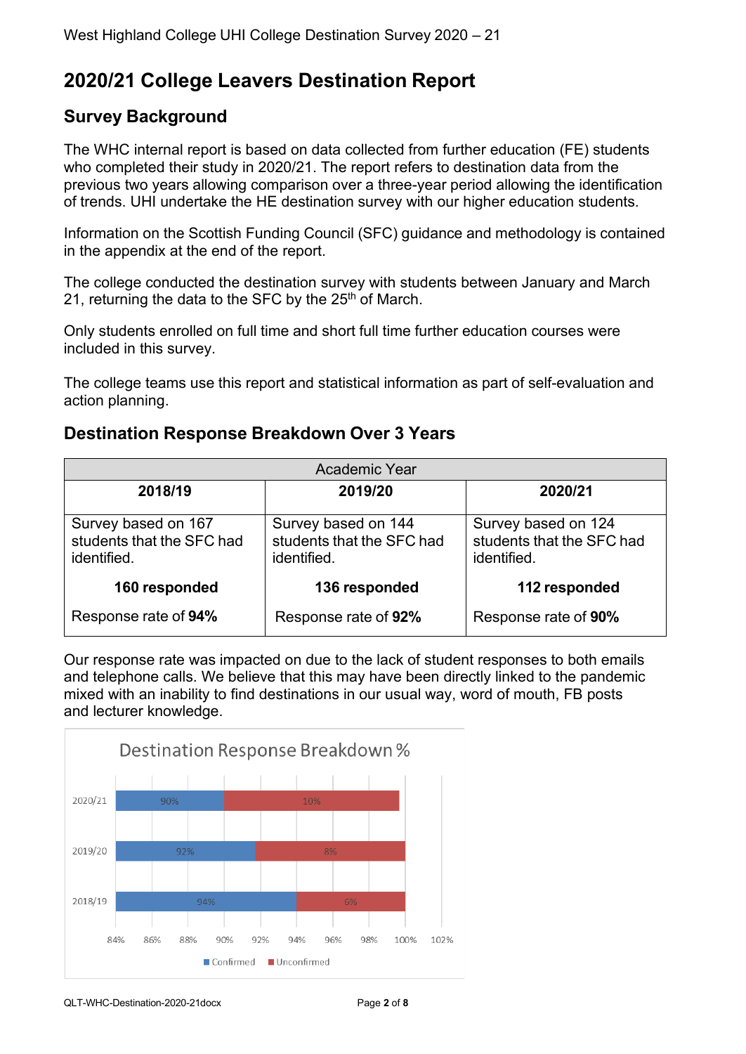# 2020/21 College Leavers Destination Report

## Survey Background

The WHC internal report is based on data collected from further education (FE) students who completed their study in 2020/21. The report refers to destination data from the previous two years allowing comparison over a three-year period allowing the identification of trends. UHI undertake the HE destination survey with our higher education students.

Information on the Scottish Funding Council (SFC) guidance and methodology is contained in the appendix at the end of the report.

The college conducted the destination survey with students between January and March 21, returning the data to the SFC by the 25th of March.

Only students enrolled on full time and short full time further education courses were included in this survey.

The college teams use this report and statistical information as part of self-evaluation and action planning.

## Destination Response Breakdown Over 3 Years

| Academic Year | | |
|---|---|---|
| **2018/19** | **2019/20** | **2020/21** |
| Survey based on 167 students that the SFC had identified. | Survey based on 144 students that the SFC had identified. | Survey based on 124 students that the SFC had identified. |
| **160 responded** | **136 responded** | **112 responded** |
| Response rate of **94%** | Response rate of **92%** | Response rate of **90%** |

Our response rate was impacted on due to the lack of student responses to both emails and telephone calls. We believe that this may have been directly linked to the pandemic mixed with an inability to find destinations in our usual way, word of mouth, FB posts and lecturer knowledge.

Destination Response Breakdown %

| Year | Confirmed | Unconfirmed |
|---|---|---|
| 2020/21 | 90% | 10% |
| 2019/20 | 92% | 8% |
| 2018/19 | 94% | 6% |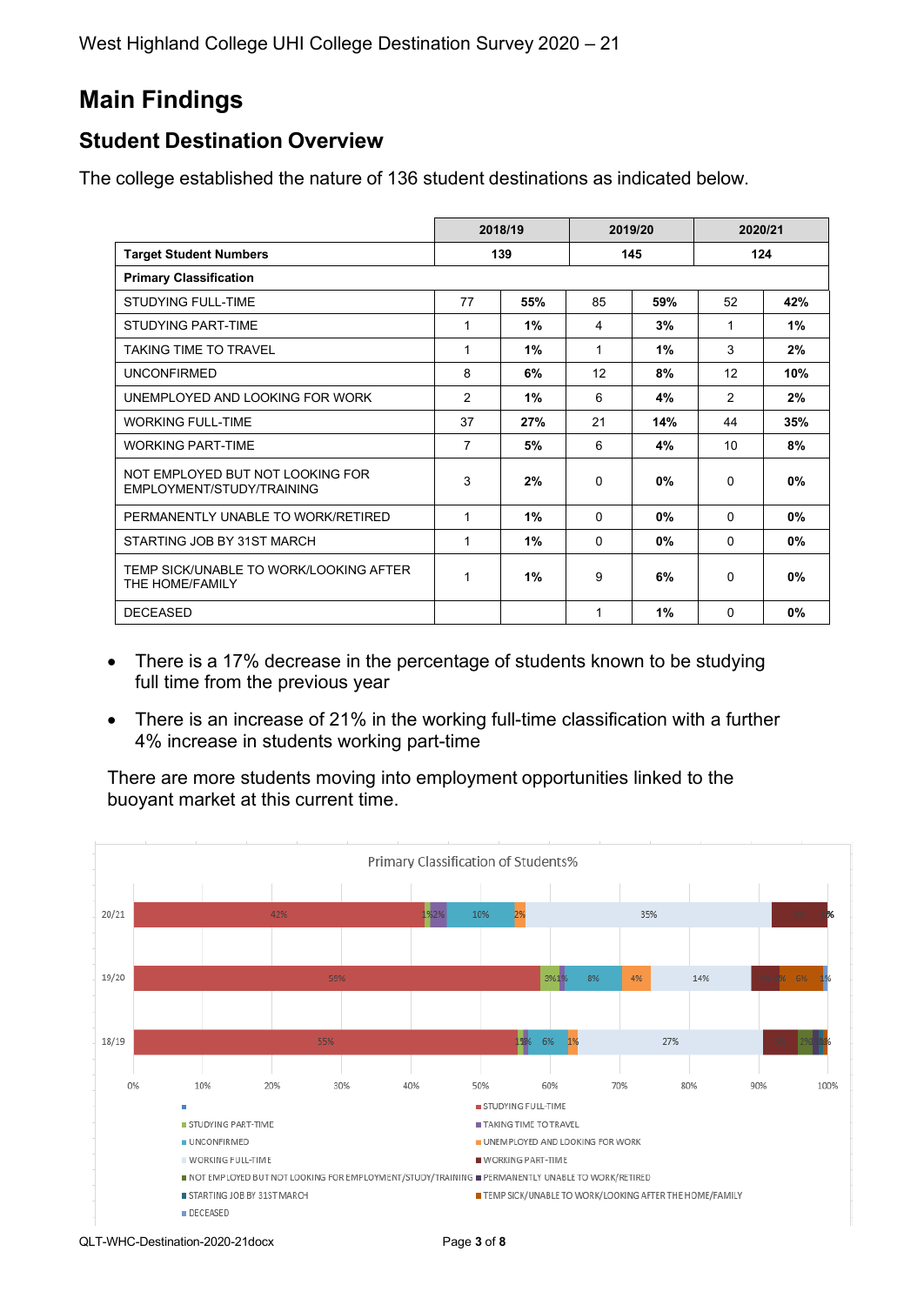West Highland College UHI College Destination Survey 2020 – 21

# Main Findings

## Student Destination Overview

The college established the nature of 136 student destinations as indicated below.

| | 2018/19 | | 2019/20 | | 2020/21 | |
|---|---|---|---|---|---|---|
| **Target Student Numbers** | 139 | | 145 | | 124 | |
| **Primary Classification** | | | | | | |
| STUDYING FULL-TIME | 77 | **55%** | 85 | **59%** | 52 | **42%** |
| STUDYING PART-TIME | 1 | **1%** | 4 | **3%** | 1 | **1%** |
| TAKING TIME TO TRAVEL | 1 | **1%** | 1 | **1%** | 3 | **2%** |
| UNCONFIRMED | 8 | **6%** | 12 | **8%** | 12 | **10%** |
| UNEMPLOYED AND LOOKING FOR WORK | 2 | **1%** | 6 | **4%** | 2 | **2%** |
| WORKING FULL-TIME | 37 | **27%** | 21 | **14%** | 44 | **35%** |
| WORKING PART-TIME | 7 | **5%** | 6 | **4%** | 10 | **8%** |
| NOT EMPLOYED BUT NOT LOOKING FOR EMPLOYMENT/STUDY/TRAINING | 3 | **2%** | 0 | **0%** | 0 | **0%** |
| PERMANENTLY UNABLE TO WORK/RETIRED | 1 | **1%** | 0 | **0%** | 0 | **0%** |
| STARTING JOB BY 31ST MARCH | 1 | **1%** | 0 | **0%** | 0 | **0%** |
| TEMP SICK/UNABLE TO WORK/LOOKING AFTER THE HOME/FAMILY | 1 | **1%** | 9 | **6%** | 0 | **0%** |
| DECEASED | | | 1 | **1%** | 0 | **0%** |

- There is a 17% decrease in the percentage of students known to be studying full time from the previous year
- There is an increase of 21% in the working full-time classification with a further 4% increase in students working part-time

There are more students moving into employment opportunities linked to the buoyant market at this current time.

Primary Classification of Students%

| | STUDYING FULL-TIME | STUDYING PART-TIME | TAKING TIME TO TRAVEL | UNCONFIRMED | UNEMPLOYED AND LOOKING FOR WORK | WORKING FULL-TIME | WORKING PART-TIME | NOT EMPLOYED BUT NOT LOOKING FOR EMPLOYMENT/STUDY/TRAINING | PERMANENTLY UNABLE TO WORK/RETIRED | STARTING JOB BY 31ST MARCH | TEMP SICK/UNABLE TO WORK/LOOKING AFTER THE HOME/FAMILY | DECEASED |
|---|---|---|---|---|---|---|---|---|---|---|---|---|
| 20/21 | 42% | 1% | 2% | 10% | 2% | 35% | 8% | | | | | |
| 19/20 | 59% | 3% | 1% | 8% | 4% | 14% | 4% | | | | 6% | 1% |
| 18/19 | 55% | 1% | 1% | 6% | 1% | 27% | 5% | 2% | 1% | 1% | 1% | |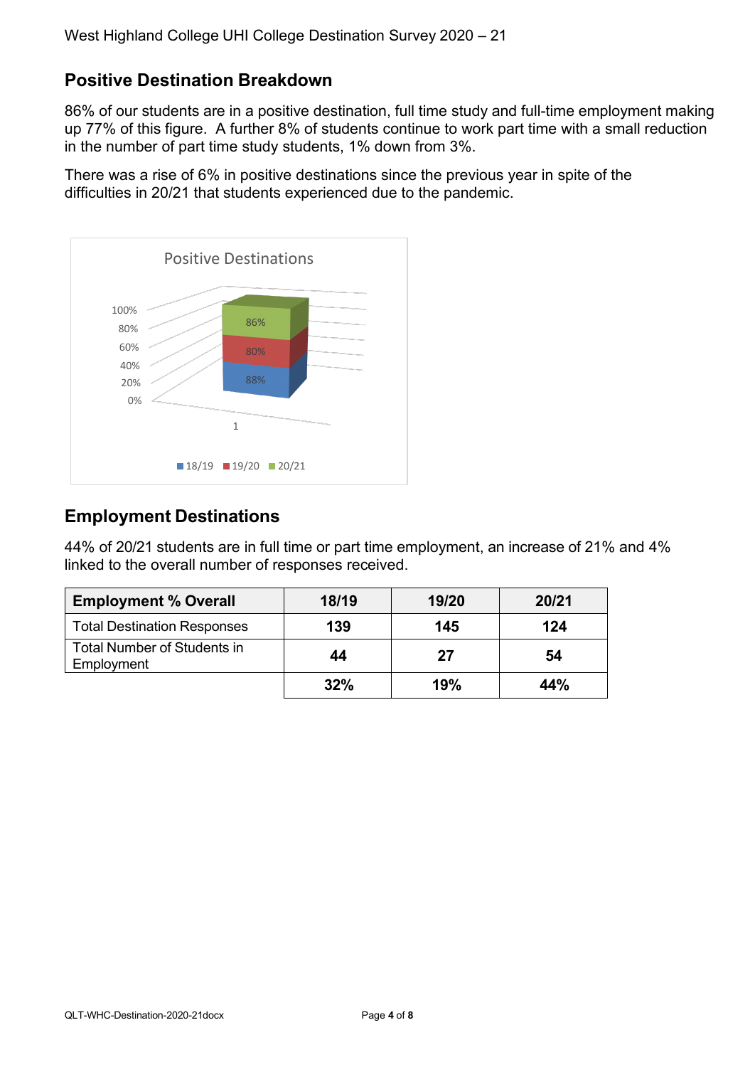## Positive Destination Breakdown

86% of our students are in a positive destination, full time study and full-time employment making up 77% of this figure. A further 8% of students continue to work part time with a small reduction in the number of part time study students, 1% down from 3%.

There was a rise of 6% in positive destinations since the previous year in spite of the difficulties in 20/21 that students experienced due to the pandemic.

Positive Destinations

100%
80%
60%
40%
20%
0%

86%
80%
88%

1

18/19 19/20 20/21

## Employment Destinations

44% of 20/21 students are in full time or part time employment, an increase of 21% and 4% linked to the overall number of responses received.

| Employment % Overall | 18/19 | 19/20 | 20/21 |
|---|---|---|---|
| Total Destination Responses | **139** | **145** | **124** |
| Total Number of Students in Employment | **44** | **27** | **54** |
| | **32%** | **19%** | **44%** |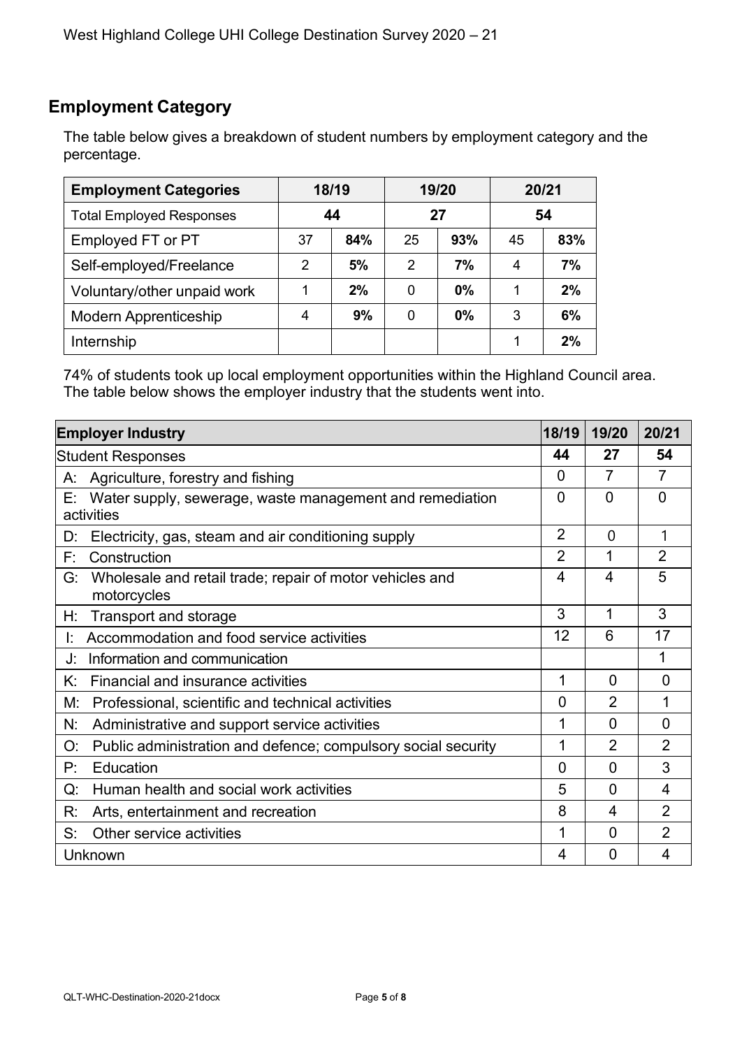## Employment Category

The table below gives a breakdown of student numbers by employment category and the percentage.

| Employment Categories | 18/19 | | 19/20 | | 20/21 | |
|---|---|---|---|---|---|---|
| Total Employed Responses | 44 | | 27 | | 54 | |
| Employed FT or PT | 37 | **84%** | 25 | **93%** | 45 | **83%** |
| Self-employed/Freelance | 2 | **5%** | 2 | **7%** | 4 | **7%** |
| Voluntary/other unpaid work | 1 | **2%** | 0 | **0%** | 1 | **2%** |
| Modern Apprenticeship | 4 | **9%** | 0 | **0%** | 3 | **6%** |
| Internship | | | | | 1 | **2%** |

74% of students took up local employment opportunities within the Highland Council area. The table below shows the employer industry that the students went into.

| Employer Industry | 18/19 | 19/20 | 20/21 |
|---|---|---|---|
| Student Responses | **44** | **27** | **54** |
| A: Agriculture, forestry and fishing | 0 | 7 | 7 |
| E: Water supply, sewerage, waste management and remediation activities | 0 | 0 | 0 |
| D: Electricity, gas, steam and air conditioning supply | 2 | 0 | 1 |
| F: Construction | 2 | 1 | 2 |
| G: Wholesale and retail trade; repair of motor vehicles and motorcycles | 4 | 4 | 5 |
| H: Transport and storage | 3 | 1 | 3 |
| I: Accommodation and food service activities | 12 | 6 | 17 |
| J: Information and communication | | | 1 |
| K: Financial and insurance activities | 1 | 0 | 0 |
| M: Professional, scientific and technical activities | 0 | 2 | 1 |
| N: Administrative and support service activities | 1 | 0 | 0 |
| O: Public administration and defence; compulsory social security | 1 | 2 | 2 |
| P: Education | 0 | 0 | 3 |
| Q: Human health and social work activities | 5 | 0 | 4 |
| R: Arts, entertainment and recreation | 8 | 4 | 2 |
| S: Other service activities | 1 | 0 | 2 |
| Unknown | 4 | 0 | 4 |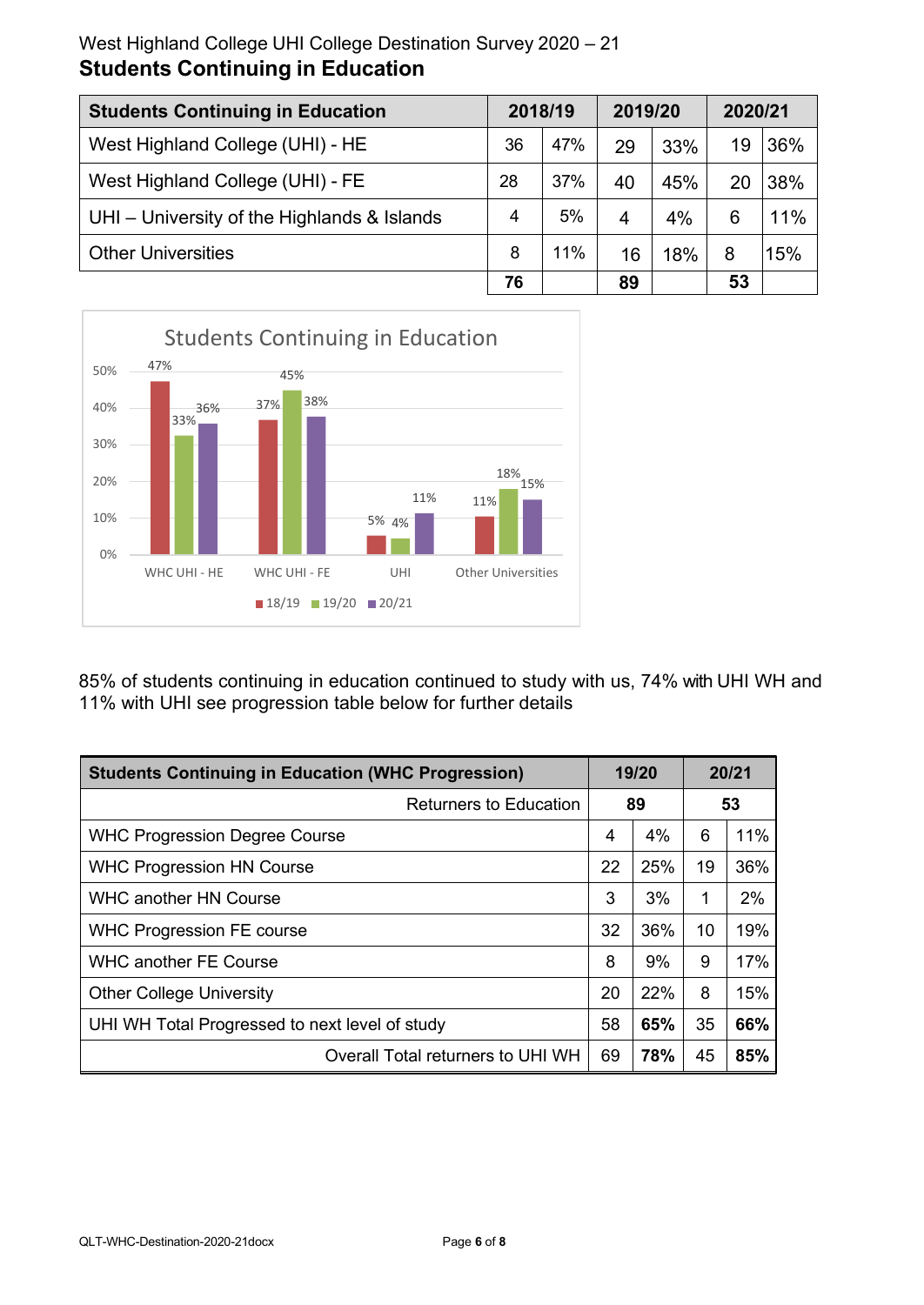West Highland College UHI College Destination Survey 2020 – 21

## Students Continuing in Education

| Students Continuing in Education | 2018/19 | | 2019/20 | | 2020/21 | |
|---|---|---|---|---|---|---|
| West Highland College (UHI) - HE | 36 | 47% | 29 | 33% | 19 | 36% |
| West Highland College (UHI) - FE | 28 | 37% | 40 | 45% | 20 | 38% |
| UHI – University of the Highlands & Islands | 4 | 5% | 4 | 4% | 6 | 11% |
| Other Universities | 8 | 11% | 16 | 18% | 8 | 15% |
| | **76** | | **89** | | **53** | |

85% of students continuing in education continued to study with us, 74% with UHI WH and 11% with UHI see progression table below for further details

| Students Continuing in Education (WHC Progression) | 19/20 | | 20/21 | |
|---|---|---|---|---|
| Returners to Education | **89** | | **53** | |
| WHC Progression Degree Course | 4 | 4% | 6 | 11% |
| WHC Progression HN Course | 22 | 25% | 19 | 36% |
| WHC another HN Course | 3 | 3% | 1 | 2% |
| WHC Progression FE course | 32 | 36% | 10 | 19% |
| WHC another FE Course | 8 | 9% | 9 | 17% |
| Other College University | 20 | 22% | 8 | 15% |
| UHI WH Total Progressed to next level of study | 58 | **65%** | 35 | **66%** |
| Overall Total returners to UHI WH | 69 | **78%** | 45 | **85%** |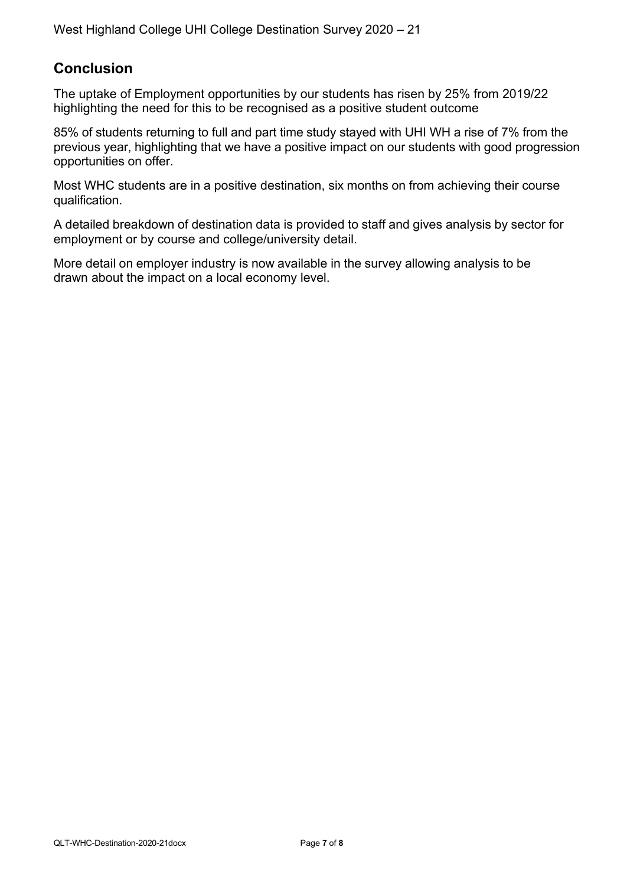## Conclusion

The uptake of Employment opportunities by our students has risen by 25% from 2019/22 highlighting the need for this to be recognised as a positive student outcome

85% of students returning to full and part time study stayed with UHI WH a rise of 7% from the previous year, highlighting that we have a positive impact on our students with good progression opportunities on offer.

Most WHC students are in a positive destination, six months on from achieving their course qualification.

A detailed breakdown of destination data is provided to staff and gives analysis by sector for employment or by course and college/university detail.

More detail on employer industry is now available in the survey allowing analysis to be drawn about the impact on a local economy level.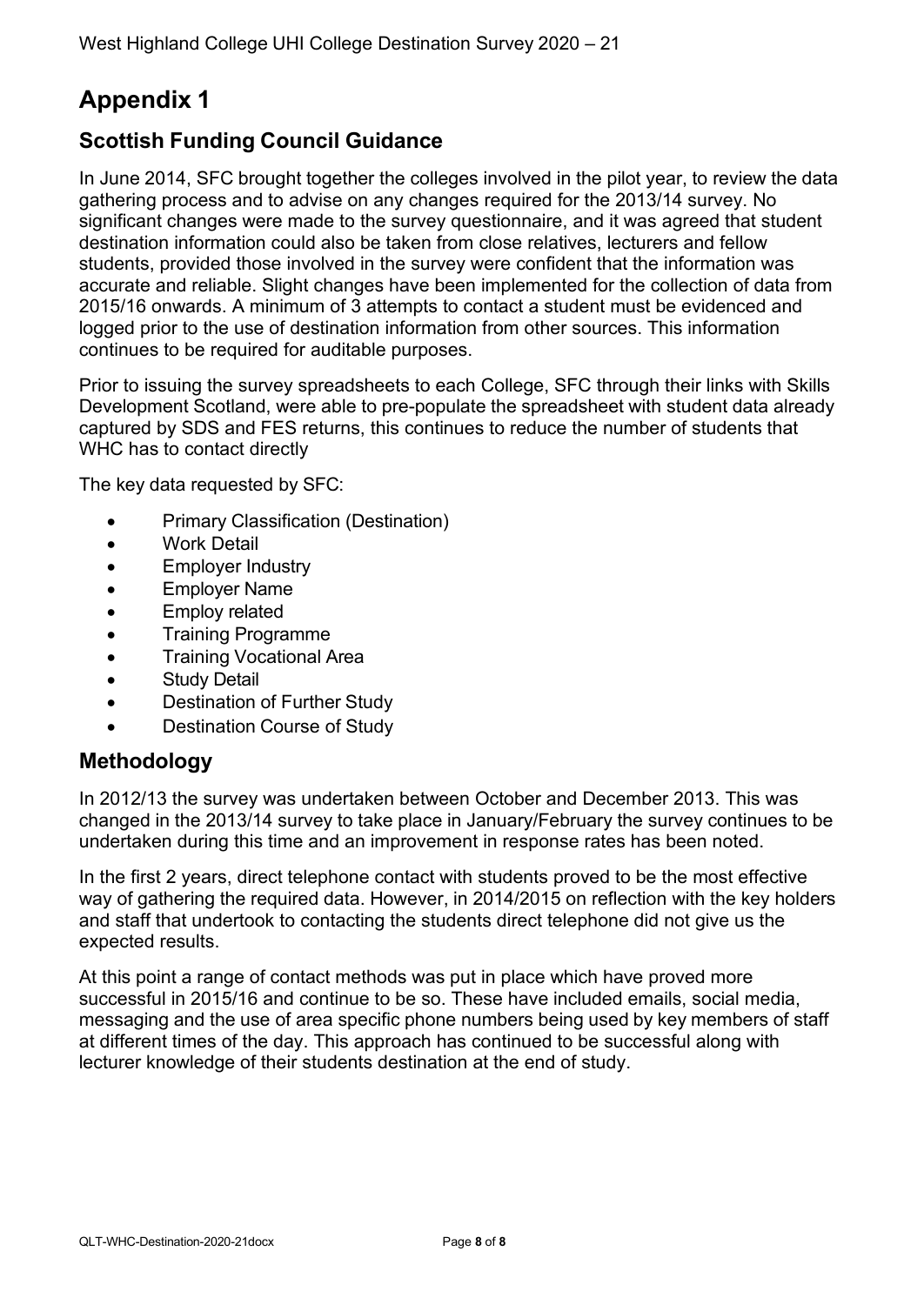# Appendix 1

## Scottish Funding Council Guidance

In June 2014, SFC brought together the colleges involved in the pilot year, to review the data gathering process and to advise on any changes required for the 2013/14 survey. No significant changes were made to the survey questionnaire, and it was agreed that student destination information could also be taken from close relatives, lecturers and fellow students, provided those involved in the survey were confident that the information was accurate and reliable. Slight changes have been implemented for the collection of data from 2015/16 onwards. A minimum of 3 attempts to contact a student must be evidenced and logged prior to the use of destination information from other sources. This information continues to be required for auditable purposes.

Prior to issuing the survey spreadsheets to each College, SFC through their links with Skills Development Scotland, were able to pre-populate the spreadsheet with student data already captured by SDS and FES returns, this continues to reduce the number of students that WHC has to contact directly

The key data requested by SFC:

- Primary Classification (Destination)
- Work Detail
- Employer Industry
- Employer Name
- Employ related
- Training Programme
- Training Vocational Area
- Study Detail
- Destination of Further Study
- Destination Course of Study

## Methodology

In 2012/13 the survey was undertaken between October and December 2013. This was changed in the 2013/14 survey to take place in January/February the survey continues to be undertaken during this time and an improvement in response rates has been noted.

In the first 2 years, direct telephone contact with students proved to be the most effective way of gathering the required data. However, in 2014/2015 on reflection with the key holders and staff that undertook to contacting the students direct telephone did not give us the expected results.

At this point a range of contact methods was put in place which have proved more successful in 2015/16 and continue to be so. These have included emails, social media, messaging and the use of area specific phone numbers being used by key members of staff at different times of the day. This approach has continued to be successful along with lecturer knowledge of their students destination at the end of study.